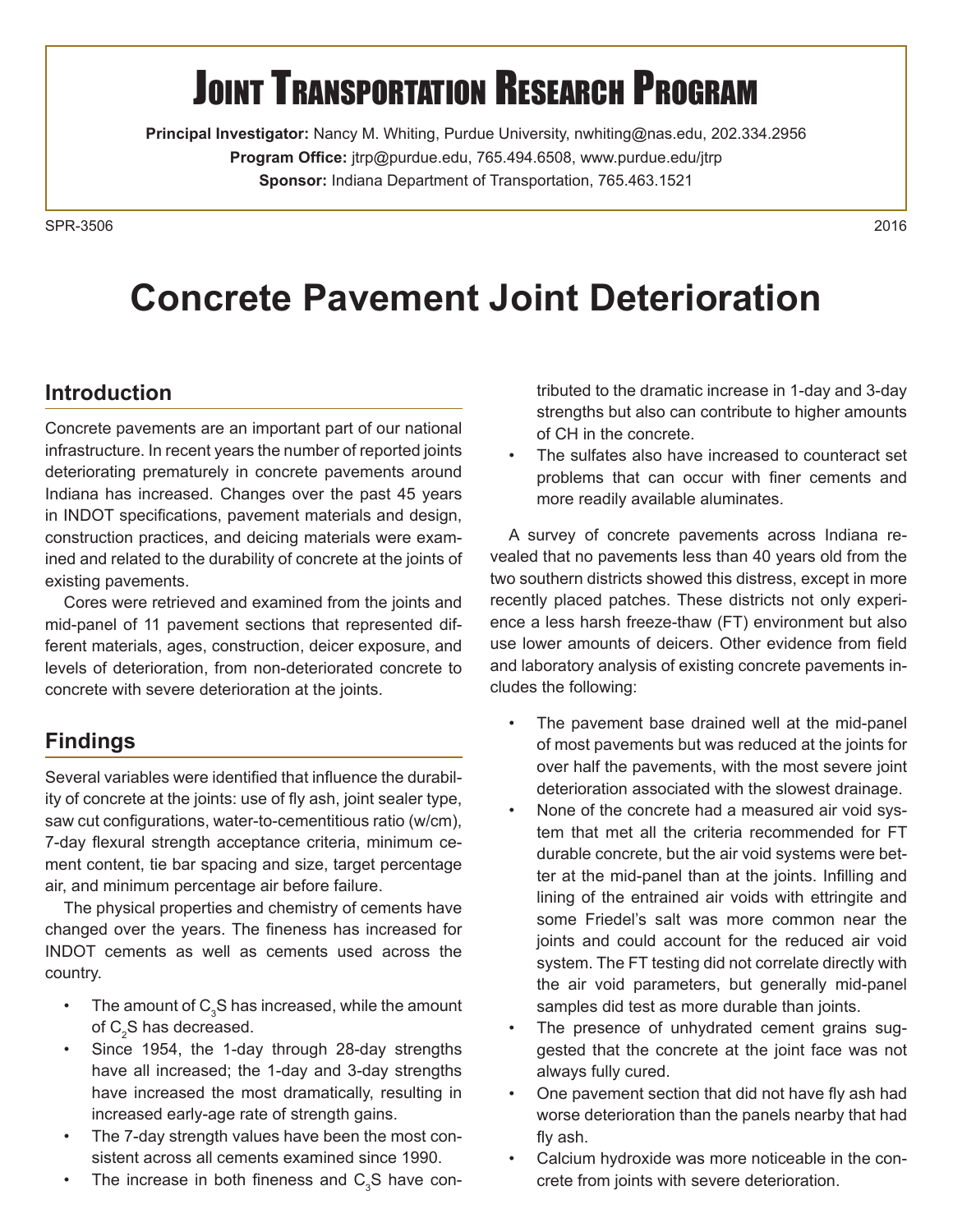# Joint Transportation Research Program

**Principal Investigator:** Nancy M. Whiting, Purdue University, nwhiting@nas.edu, 202.334.2956
**Program Office:** jtrp@purdue.edu, 765.494.6508, www.purdue.edu/jtrp
**Sponsor:** Indiana Department of Transportation, 765.463.1521

SPR-3506 2016

# Concrete Pavement Joint Deterioration

## Introduction

Concrete pavements are an important part of our national infrastructure. In recent years the number of reported joints deteriorating prematurely in concrete pavements around Indiana has increased. Changes over the past 45 years in INDOT specifications, pavement materials and design, construction practices, and deicing materials were examined and related to the durability of concrete at the joints of existing pavements.

Cores were retrieved and examined from the joints and mid-panel of 11 pavement sections that represented different materials, ages, construction, deicer exposure, and levels of deterioration, from non-deteriorated concrete to concrete with severe deterioration at the joints.

## Findings

Several variables were identified that influence the durability of concrete at the joints: use of fly ash, joint sealer type, saw cut configurations, water-to-cementitious ratio (w/cm), 7-day flexural strength acceptance criteria, minimum cement content, tie bar spacing and size, target percentage air, and minimum percentage air before failure.

The physical properties and chemistry of cements have changed over the years. The fineness has increased for INDOT cements as well as cements used across the country.

- The amount of $C_3S$ has increased, while the amount of $C_2S$ has decreased.
- Since 1954, the 1-day through 28-day strengths have all increased; the 1-day and 3-day strengths have increased the most dramatically, resulting in increased early-age rate of strength gains.
- The 7-day strength values have been the most consistent across all cements examined since 1990.
- The increase in both fineness and $C_3S$ have contributed to the dramatic increase in 1-day and 3-day strengths but also can contribute to higher amounts of CH in the concrete.
- The sulfates also have increased to counteract set problems that can occur with finer cements and more readily available aluminates.

A survey of concrete pavements across Indiana revealed that no pavements less than 40 years old from the two southern districts showed this distress, except in more recently placed patches. These districts not only experience a less harsh freeze-thaw (FT) environment but also use lower amounts of deicers. Other evidence from field and laboratory analysis of existing concrete pavements includes the following:

- The pavement base drained well at the mid-panel of most pavements but was reduced at the joints for over half the pavements, with the most severe joint deterioration associated with the slowest drainage.
- None of the concrete had a measured air void system that met all the criteria recommended for FT durable concrete, but the air void systems were better at the mid-panel than at the joints. Infilling and lining of the entrained air voids with ettringite and some Friedel's salt was more common near the joints and could account for the reduced air void system. The FT testing did not correlate directly with the air void parameters, but generally mid-panel samples did test as more durable than joints.
- The presence of unhydrated cement grains suggested that the concrete at the joint face was not always fully cured.
- One pavement section that did not have fly ash had worse deterioration than the panels nearby that had fly ash.
- Calcium hydroxide was more noticeable in the concrete from joints with severe deterioration.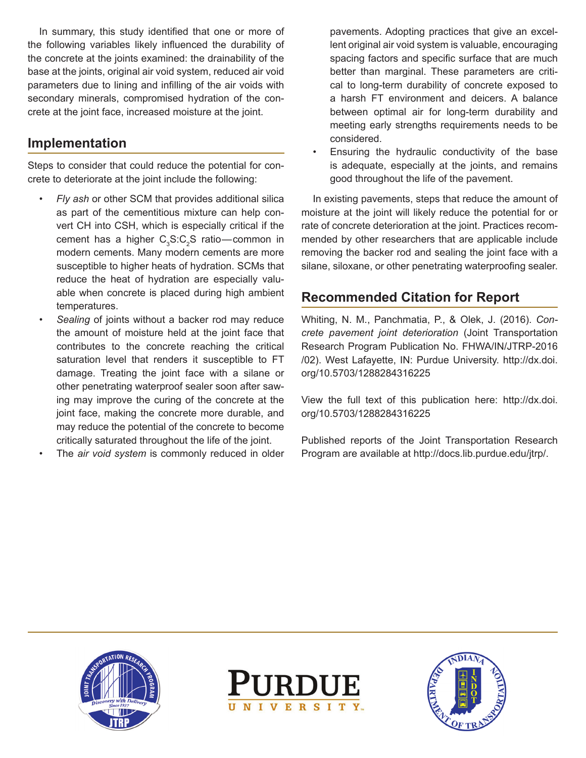In summary, this study identified that one or more of the following variables likely influenced the durability of the concrete at the joints examined: the drainability of the base at the joints, original air void system, reduced air void parameters due to lining and infilling of the air voids with secondary minerals, compromised hydration of the concrete at the joint face, increased moisture at the joint.

## Implementation

Steps to consider that could reduce the potential for concrete to deteriorate at the joint include the following:

- *Fly ash* or other SCM that provides additional silica as part of the cementitious mixture can help convert CH into CSH, which is especially critical if the cement has a higher $C_3S$:$C_2S$ ratio—common in modern cements. Many modern cements are more susceptible to higher heats of hydration. SCMs that reduce the heat of hydration are especially valuable when concrete is placed during high ambient temperatures.
- *Sealing* of joints without a backer rod may reduce the amount of moisture held at the joint face that contributes to the concrete reaching the critical saturation level that renders it susceptible to FT damage. Treating the joint face with a silane or other penetrating waterproof sealer soon after sawing may improve the curing of the concrete at the joint face, making the concrete more durable, and may reduce the potential of the concrete to become critically saturated throughout the life of the joint.
- The *air void system* is commonly reduced in older pavements. Adopting practices that give an excellent original air void system is valuable, encouraging spacing factors and specific surface that are much better than marginal. These parameters are critical to long-term durability of concrete exposed to a harsh FT environment and deicers. A balance between optimal air for long-term durability and meeting early strengths requirements needs to be considered.
- Ensuring the hydraulic conductivity of the base is adequate, especially at the joints, and remains good throughout the life of the pavement.

In existing pavements, steps that reduce the amount of moisture at the joint will likely reduce the potential for or rate of concrete deterioration at the joint. Practices recommended by other researchers that are applicable include removing the backer rod and sealing the joint face with a silane, siloxane, or other penetrating waterproofing sealer.

## Recommended Citation for Report

Whiting, N. M., Panchmatia, P., & Olek, J. (2016). *Concrete pavement joint deterioration* (Joint Transportation Research Program Publication No. FHWA/IN/JTRP-2016/02). West Lafayette, IN: Purdue University. http://dx.doi.org/10.5703/1288284316225

View the full text of this publication here: http://dx.doi.org/10.5703/1288284316225

Published reports of the Joint Transportation Research Program are available at http://docs.lib.purdue.edu/jtrp/.